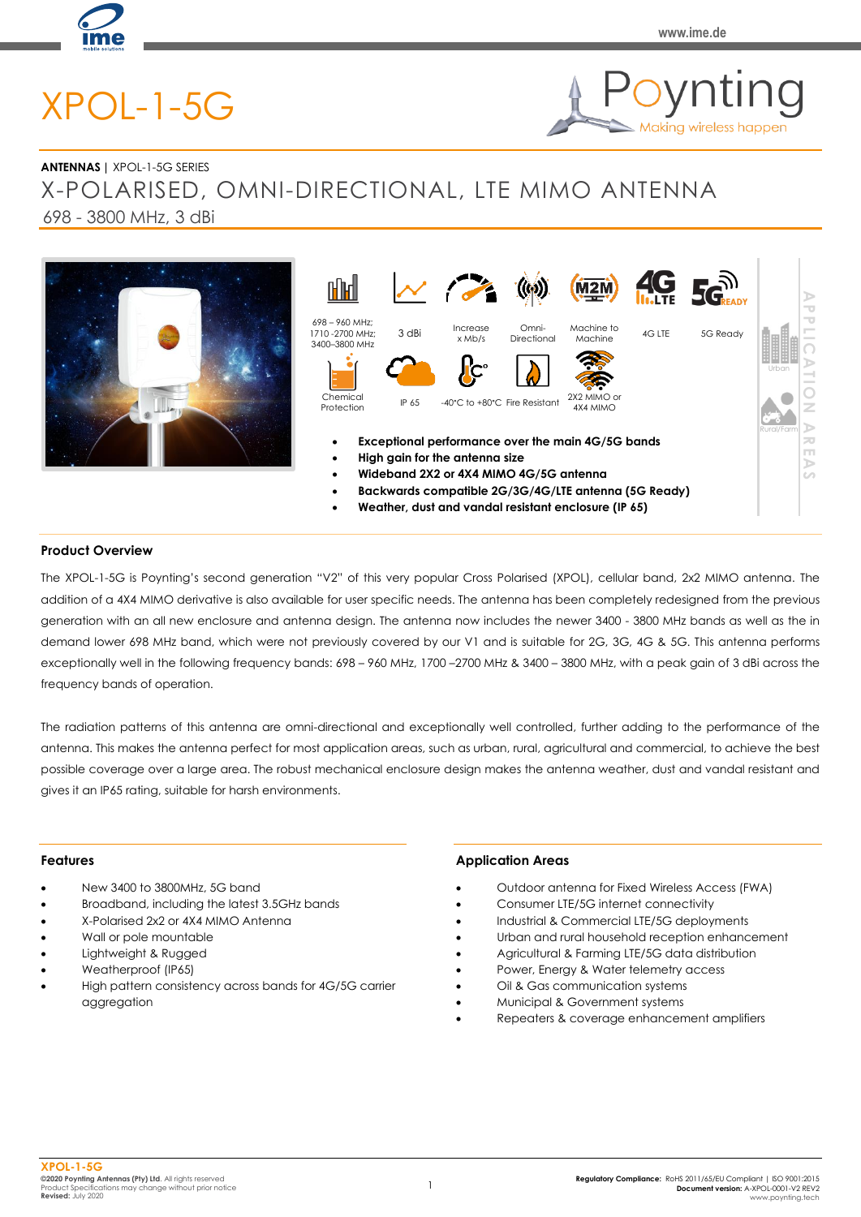# XPOL-1-5G

**ANTENNAS** | XPOL-1-5G SERIES

## X-POLARISED, OMNI-DIRECTIONAL, LTE MIMO ANTENNA

698 - 3800 MHz, 3 dBi

698 – 960 MHz; 1710 -2700 MHz; 3400–3800 MHz | 3 dBi | Increase x Mb/s | Omni-Directional | Machine to Machine | 4G LTE | 5G Ready

Chemical Protection | IP 65 | -40°C to +80°C | Fire Resistant | 2X2 MIMO or 4X4 MIMO

APPLICATION AREAS: Urban | Rural/Farm

- **Exceptional performance over the main 4G/5G bands**
- **High gain for the antenna size**
- **Wideband 2X2 or 4X4 MIMO 4G/5G antenna**
- **Backwards compatible 2G/3G/4G/LTE antenna (5G Ready)**
- **Weather, dust and vandal resistant enclosure (IP 65)**

### Product Overview

The XPOL-1-5G is Poynting's second generation "V2" of this very popular Cross Polarised (XPOL), cellular band, 2x2 MIMO antenna. The addition of a 4X4 MIMO derivative is also available for user specific needs. The antenna has been completely redesigned from the previous generation with an all new enclosure and antenna design. The antenna now includes the newer 3400 - 3800 MHz bands as well as the in demand lower 698 MHz band, which were not previously covered by our V1 and is suitable for 2G, 3G, 4G & 5G. This antenna performs exceptionally well in the following frequency bands: 698 – 960 MHz, 1700 –2700 MHz & 3400 – 3800 MHz, with a peak gain of 3 dBi across the frequency bands of operation.

The radiation patterns of this antenna are omni-directional and exceptionally well controlled, further adding to the performance of the antenna. This makes the antenna perfect for most application areas, such as urban, rural, agricultural and commercial, to achieve the best possible coverage over a large area. The robust mechanical enclosure design makes the antenna weather, dust and vandal resistant and gives it an IP65 rating, suitable for harsh environments.

### Features

- New 3400 to 3800MHz, 5G band
- Broadband, including the latest 3.5GHz bands
- X-Polarised 2x2 or 4X4 MIMO Antenna
- Wall or pole mountable
- Lightweight & Rugged
- Weatherproof (IP65)
- High pattern consistency across bands for 4G/5G carrier aggregation

### Application Areas

- Outdoor antenna for Fixed Wireless Access (FWA)
- Consumer LTE/5G internet connectivity
- Industrial & Commercial LTE/5G deployments
- Urban and rural household reception enhancement
- Agricultural & Farming LTE/5G data distribution
- Power, Energy & Water telemetry access
- Oil & Gas communication systems
- Municipal & Government systems
- Repeaters & coverage enhancement amplifiers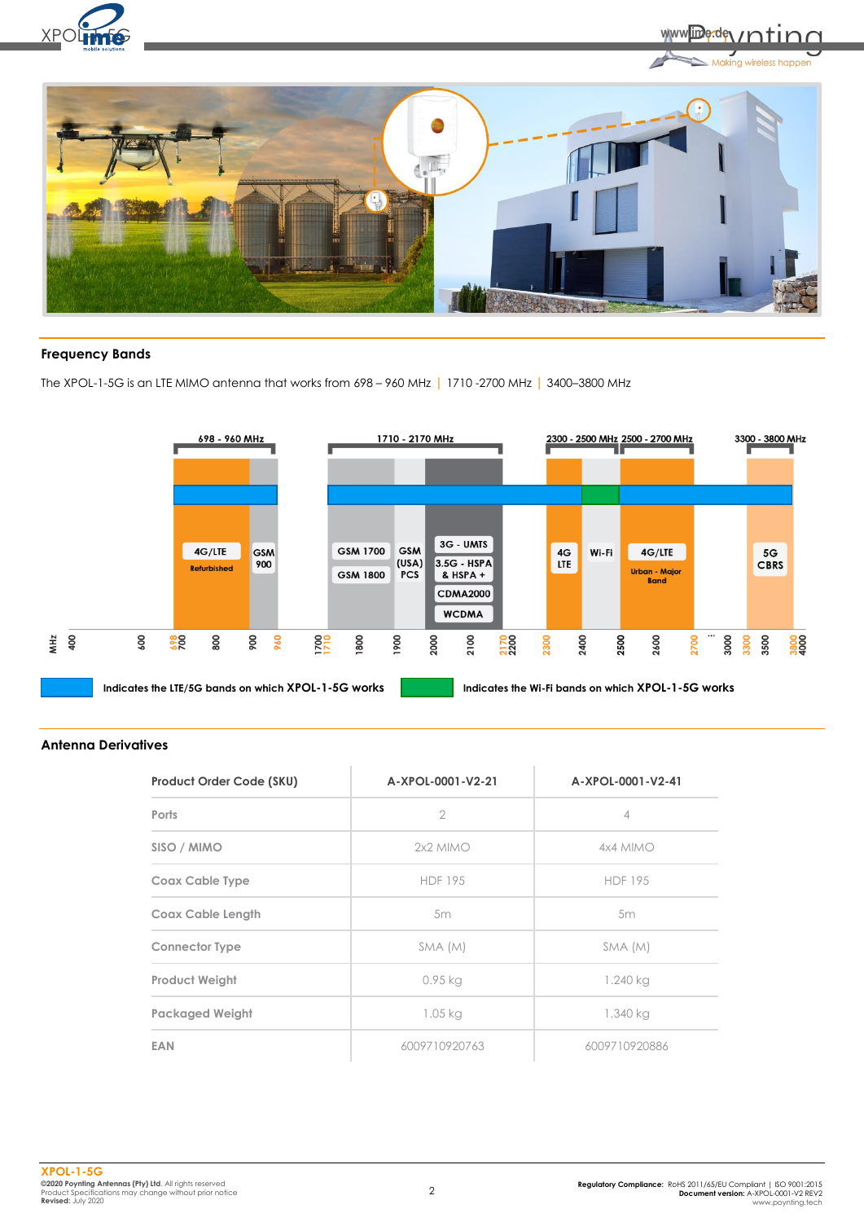## Frequency Bands

The XPOL-1-5G is an LTE MIMO antenna that works from 698 – 960 MHz | 1710 -2700 MHz | 3400–3800 MHz

Indicates the LTE/5G bands on which **XPOL-1-5G** works

Indicates the Wi-Fi bands on which **XPOL-1-5G** works

## Antenna Derivatives

| Product Order Code (SKU) | A-XPOL-0001-V2-21 | A-XPOL-0001-V2-41 |
|---|---|---|
| Ports | 2 | 4 |
| SISO / MIMO | 2x2 MIMO | 4x4 MIMO |
| Coax Cable Type | HDF 195 | HDF 195 |
| Coax Cable Length | 5m | 5m |
| Connector Type | SMA (M) | SMA (M) |
| Product Weight | 0.95 kg | 1.240 kg |
| Packaged Weight | 1.05 kg | 1.340 kg |
| EAN | 6009710920763 | 6009710920886 |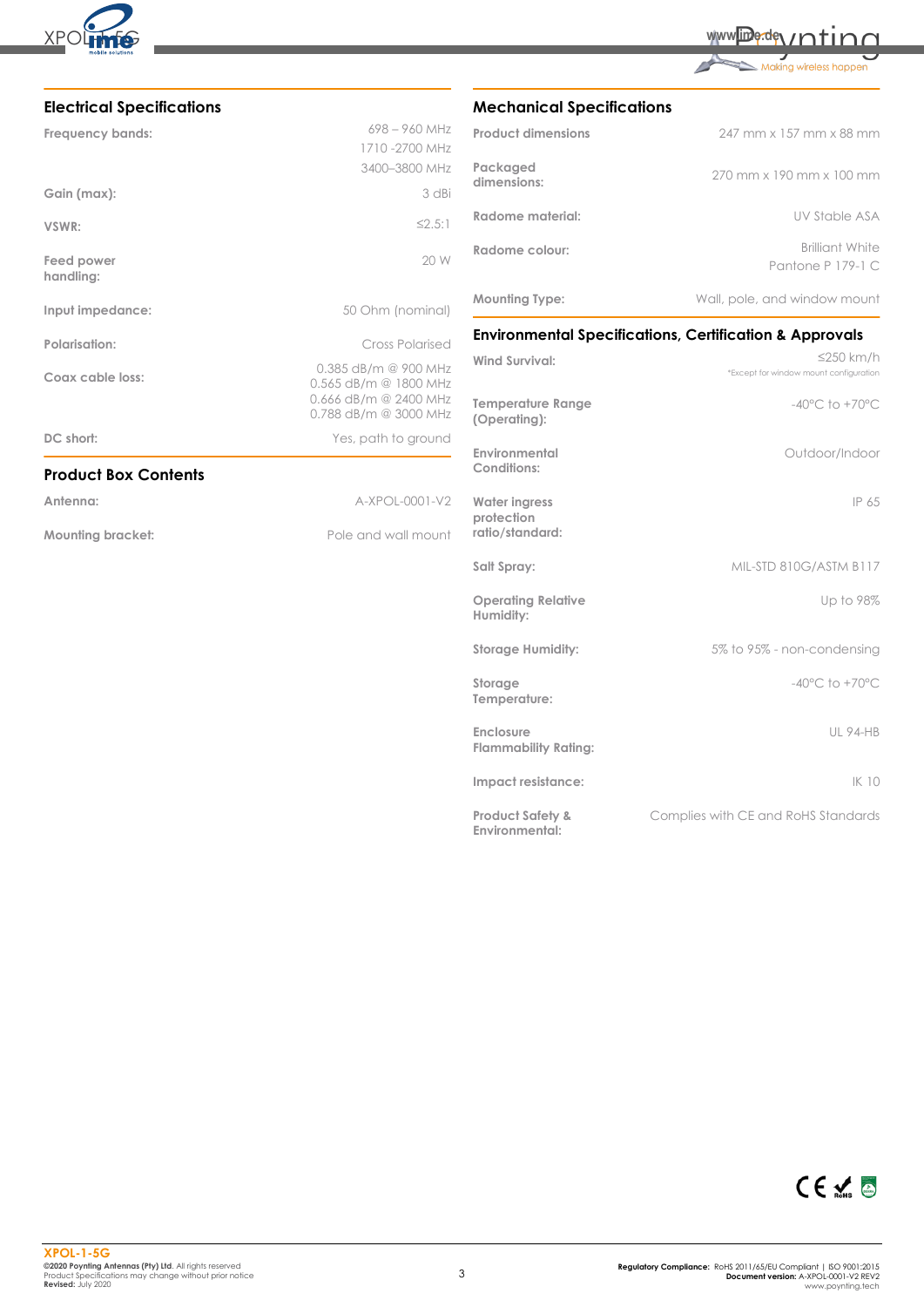## Electrical Specifications

| | |
|---|---|
| Frequency bands: | 698 – 960 MHz<br>1710 -2700 MHz<br>3400–3800 MHz |
| Gain (max): | 3 dBi |
| VSWR: | ≤2.5:1 |
| Feed power handling: | 20 W |
| Input impedance: | 50 Ohm (nominal) |
| Polarisation: | Cross Polarised |
| Coax cable loss: | 0.385 dB/m @ 900 MHz<br>0.565 dB/m @ 1800 MHz<br>0.666 dB/m @ 2400 MHz<br>0.788 dB/m @ 3000 MHz |
| DC short: | Yes, path to ground |

## Product Box Contents

| | |
|---|---|
| Antenna: | A-XPOL-0001-V2 |
| Mounting bracket: | Pole and wall mount |

## Mechanical Specifications

| | |
|---|---|
| Product dimensions | 247 mm x 157 mm x 88 mm |
| Packaged dimensions: | 270 mm x 190 mm x 100 mm |
| Radome material: | UV Stable ASA |
| Radome colour: | Brilliant White<br>Pantone P 179-1 C |
| Mounting Type: | Wall, pole, and window mount |

## Environmental Specifications, Certification & Approvals

| | |
|---|---|
| Wind Survival: | ≤250 km/h<br>*Except for window mount configuration |
| Temperature Range (Operating): | -40°C to +70°C |
| Environmental Conditions: | Outdoor/Indoor |
| Water ingress protection ratio/standard: | IP 65 |
| Salt Spray: | MIL-STD 810G/ASTM B117 |
| Operating Relative Humidity: | Up to 98% |
| Storage Humidity: | 5% to 95% - non-condensing |
| Storage Temperature: | -40°C to +70°C |
| Enclosure Flammability Rating: | UL 94-HB |
| Impact resistance: | IK 10 |
| Product Safety & Environmental: | Complies with CE and RoHS Standards |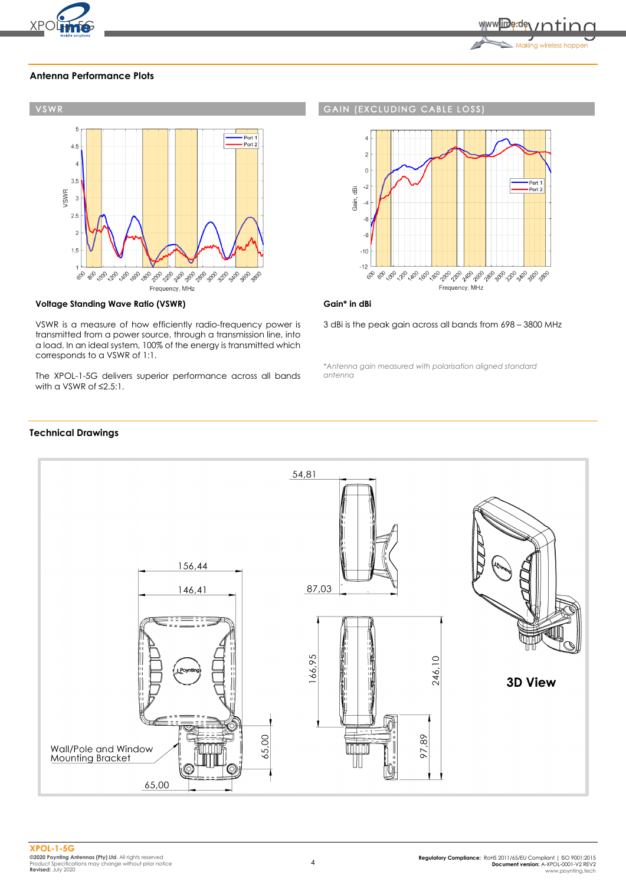## Antenna Performance Plots

### VSWR

**Voltage Standing Wave Ratio (VSWR)**

VSWR is a measure of how efficiently radio-frequency power is transmitted from a power source, through a transmission line, into a load. In an ideal system, 100% of the energy is transmitted which corresponds to a VSWR of 1:1.

The XPOL-1-5G delivers superior performance across all bands with a VSWR of ≤2.5:1.

### GAIN (EXCLUDING CABLE LOSS)

**Gain* in dBi**

3 dBi is the peak gain across all bands from 698 – 3800 MHz

*\*Antenna gain measured with polarisation aligned standard antenna*

## Technical Drawings

Wall/Pole and Window Mounting Bracket

3D View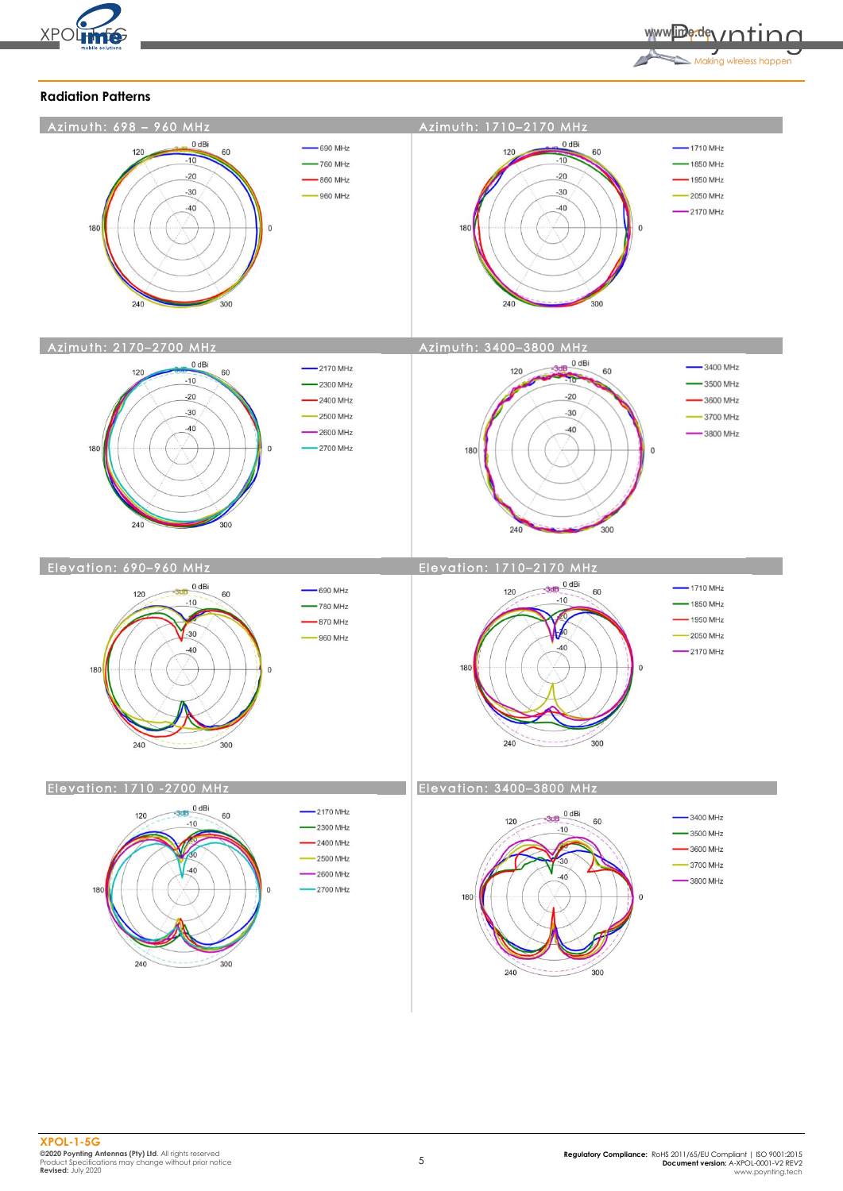## Radiation Patterns

### Azimuth: 698 – 960 MHz

690 MHz, 760 MHz, 860 MHz, 960 MHz

### Azimuth: 1710–2170 MHz

1710 MHz, 1850 MHz, 1950 MHz, 2050 MHz, 2170 MHz

### Azimuth: 2170–2700 MHz

2170 MHz, 2300 MHz, 2400 MHz, 2500 MHz, 2600 MHz, 2700 MHz

### Azimuth: 3400–3800 MHz

3400 MHz, 3500 MHz, 3600 MHz, 3700 MHz, 3800 MHz

### Elevation: 690–960 MHz

690 MHz, 780 MHz, 870 MHz, 960 MHz

### Elevation: 1710–2170 MHz

1710 MHz, 1850 MHz, 1950 MHz, 2050 MHz, 2170 MHz

### Elevation: 1710 -2700 MHz

2170 MHz, 2300 MHz, 2400 MHz, 2500 MHz, 2600 MHz, 2700 MHz

### Elevation: 3400–3800 MHz

3400 MHz, 3500 MHz, 3600 MHz, 3700 MHz, 3800 MHz

**XPOL-1-5G**
©2020 Poynting Antennas (Pty) Ltd. All rights reserved
Product Specifications may change without prior notice
**Revised:** July 2020

**Regulatory Compliance:** RoHS 2011/65/EU Compliant | ISO 9001:2015
**Document version:** A-XPOL-0001-V2 REV2
www.poynting.tech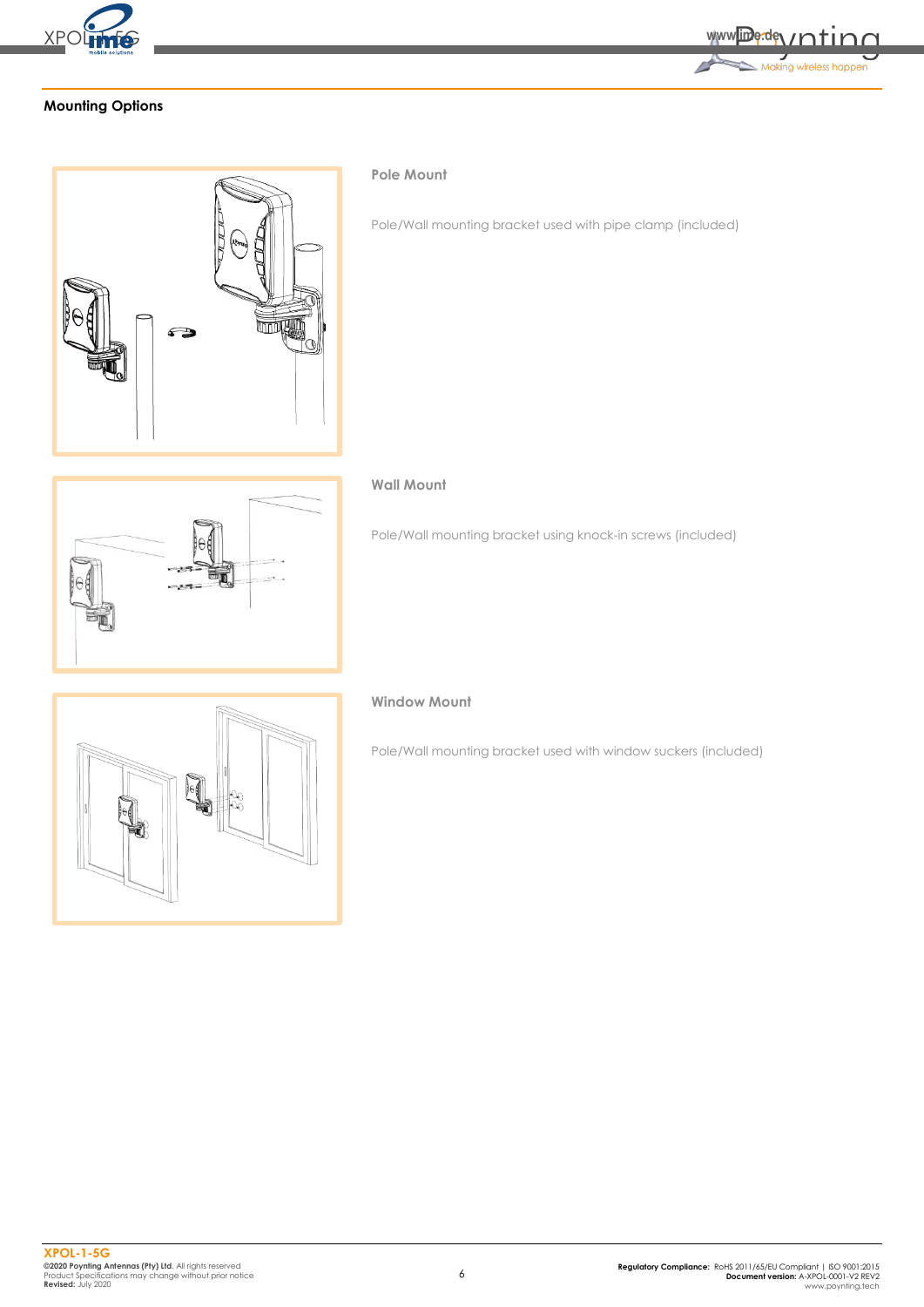## Mounting Options

### Pole Mount

Pole/Wall mounting bracket used with pipe clamp (included)

### Wall Mount

Pole/Wall mounting bracket using knock-in screws (included)

### Window Mount

Pole/Wall mounting bracket used with window suckers (included)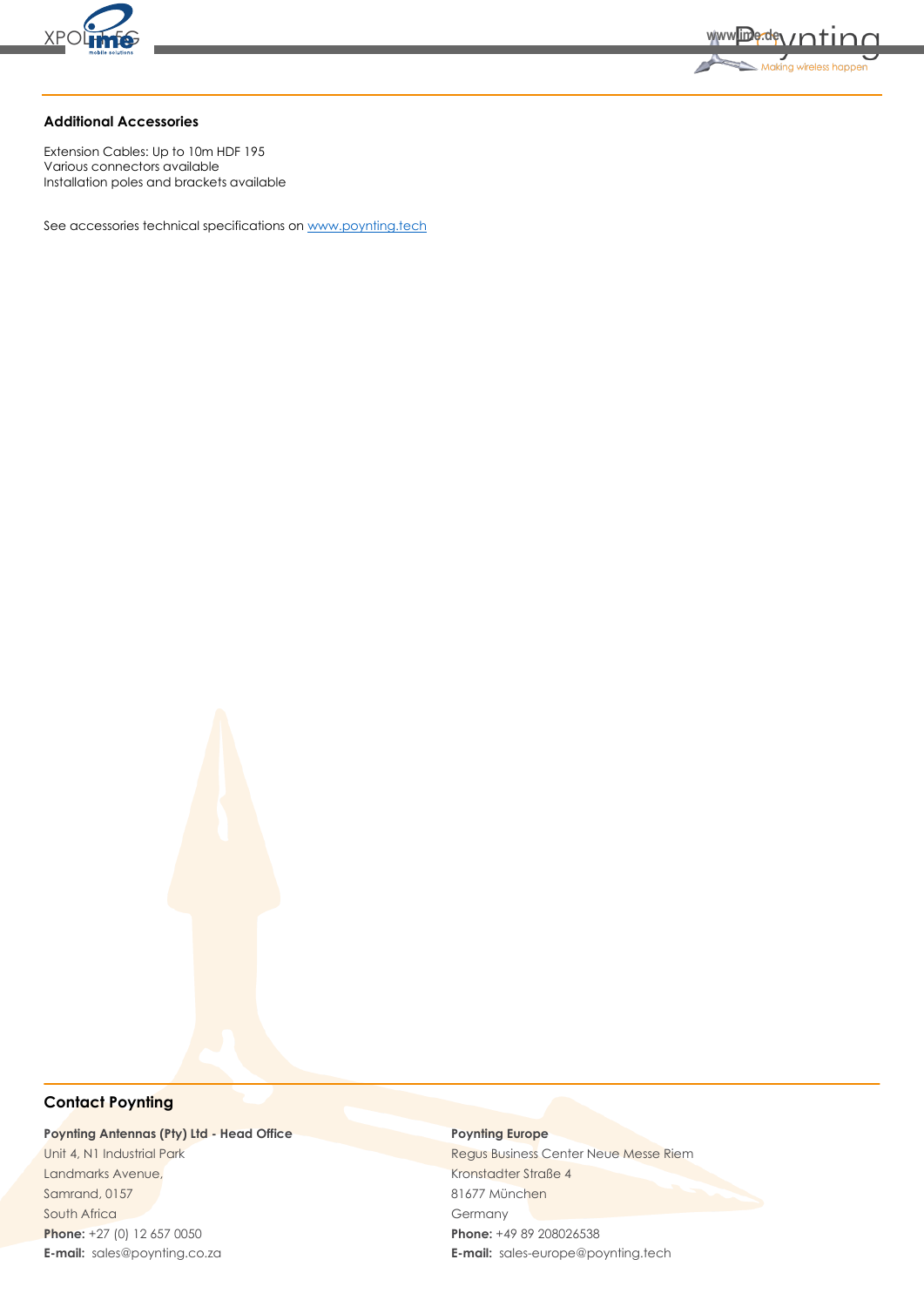## Additional Accessories

Extension Cables: Up to 10m HDF 195
Various connectors available
Installation poles and brackets available

See accessories technical specifications on [www.poynting.tech](www.poynting.tech)

## Contact Poynting

**Poynting Antennas (Pty) Ltd - Head Office**
Unit 4, N1 Industrial Park
Landmarks Avenue,
Samrand, 0157
South Africa
**Phone:** +27 (0) 12 657 0050
**E-mail:** sales@poynting.co.za

**Poynting Europe**
Regus Business Center Neue Messe Riem
Kronstadter Straße 4
81677 München
Germany
**Phone:** +49 89 208026538
**E-mail:** sales-europe@poynting.tech